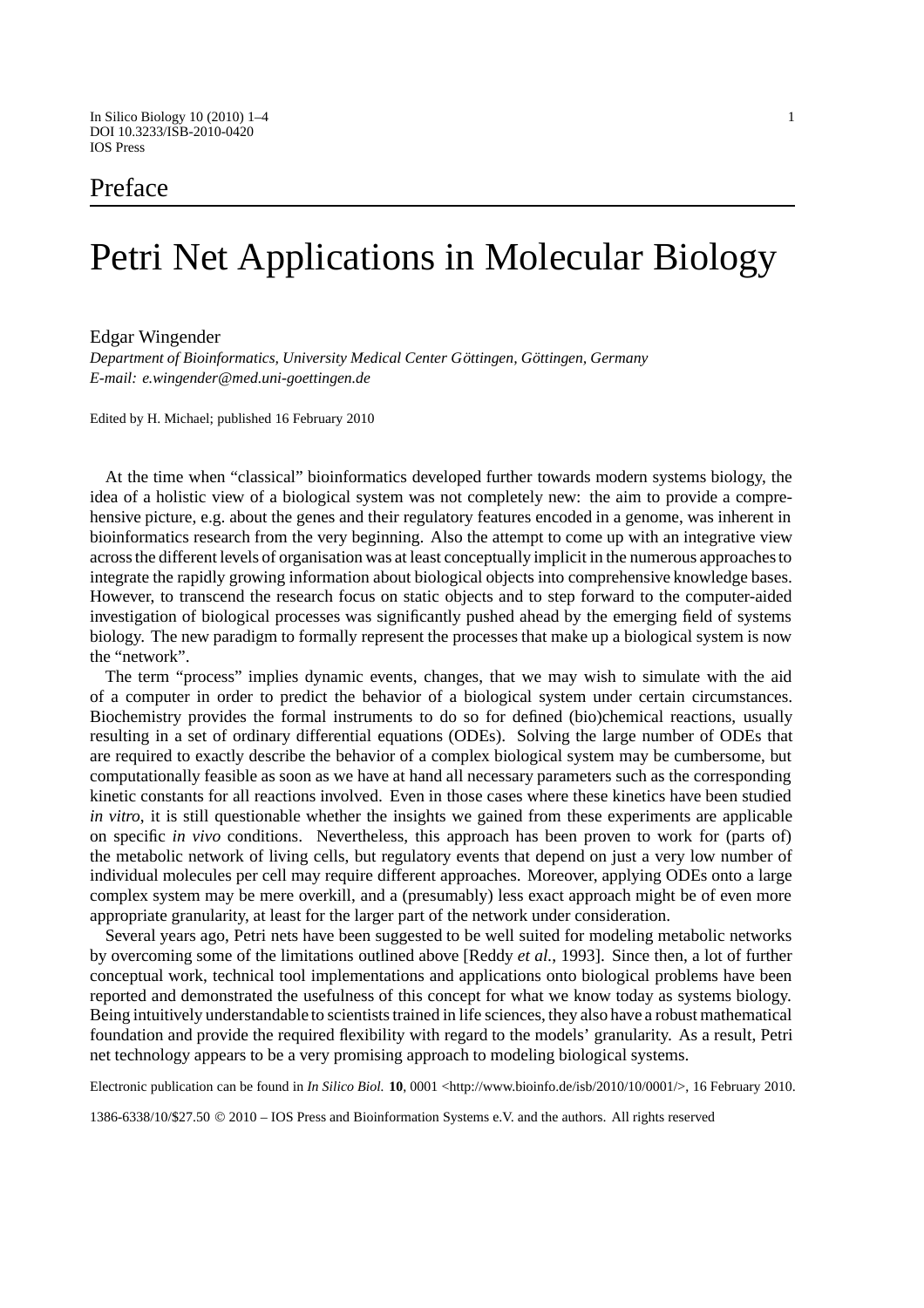Preface

# Petri Net Applications in Molecular Biology

Edgar Wingender

*Department of Bioinformatics, University Medical Center Göttingen, Göttingen, Germany*
*E-mail: e.wingender@med.uni-goettingen.de*

Edited by H. Michael; published 16 February 2010

At the time when "classical" bioinformatics developed further towards modern systems biology, the idea of a holistic view of a biological system was not completely new: the aim to provide a comprehensive picture, e.g. about the genes and their regulatory features encoded in a genome, was inherent in bioinformatics research from the very beginning. Also the attempt to come up with an integrative view across the different levels of organisation was at least conceptually implicit in the numerous approaches to integrate the rapidly growing information about biological objects into comprehensive knowledge bases. However, to transcend the research focus on static objects and to step forward to the computer-aided investigation of biological processes was significantly pushed ahead by the emerging field of systems biology. The new paradigm to formally represent the processes that make up a biological system is now the "network".

The term "process" implies dynamic events, changes, that we may wish to simulate with the aid of a computer in order to predict the behavior of a biological system under certain circumstances. Biochemistry provides the formal instruments to do so for defined (bio)chemical reactions, usually resulting in a set of ordinary differential equations (ODEs). Solving the large number of ODEs that are required to exactly describe the behavior of a complex biological system may be cumbersome, but computationally feasible as soon as we have at hand all necessary parameters such as the corresponding kinetic constants for all reactions involved. Even in those cases where these kinetics have been studied *in vitro*, it is still questionable whether the insights we gained from these experiments are applicable on specific *in vivo* conditions. Nevertheless, this approach has been proven to work for (parts of) the metabolic network of living cells, but regulatory events that depend on just a very low number of individual molecules per cell may require different approaches. Moreover, applying ODEs onto a large complex system may be mere overkill, and a (presumably) less exact approach might be of even more appropriate granularity, at least for the larger part of the network under consideration.

Several years ago, Petri nets have been suggested to be well suited for modeling metabolic networks by overcoming some of the limitations outlined above [Reddy *et al.*, 1993]. Since then, a lot of further conceptual work, technical tool implementations and applications onto biological problems have been reported and demonstrated the usefulness of this concept for what we know today as systems biology. Being intuitively understandable to scientists trained in life sciences, they also have a robust mathematical foundation and provide the required flexibility with regard to the models' granularity. As a result, Petri net technology appears to be a very promising approach to modeling biological systems.

Electronic publication can be found in *In Silico Biol.* **10**, 0001 <http://www.bioinfo.de/isb/2010/10/0001/>, 16 February 2010.

1386-6338/10/$27.50 © 2010 – IOS Press and Bioinformation Systems e.V. and the authors. All rights reserved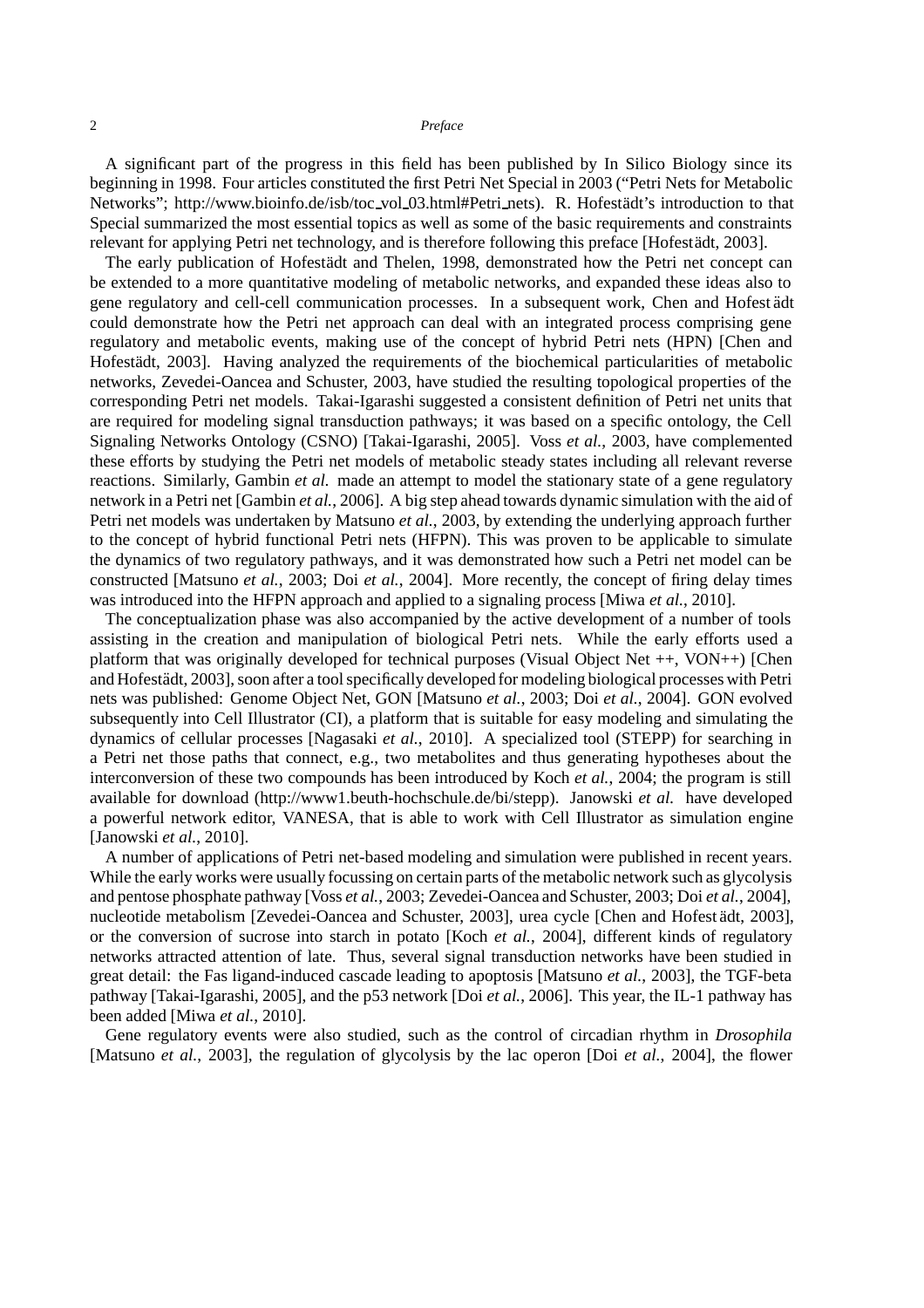A significant part of the progress in this field has been published by In Silico Biology since its beginning in 1998. Four articles constituted the first Petri Net Special in 2003 ("Petri Nets for Metabolic Networks"; http://www.bioinfo.de/isb/toc_vol_03.html#Petri_nets). R. Hofestädt's introduction to that Special summarized the most essential topics as well as some of the basic requirements and constraints relevant for applying Petri net technology, and is therefore following this preface [Hofestädt, 2003].

The early publication of Hofestädt and Thelen, 1998, demonstrated how the Petri net concept can be extended to a more quantitative modeling of metabolic networks, and expanded these ideas also to gene regulatory and cell-cell communication processes. In a subsequent work, Chen and Hofestädt could demonstrate how the Petri net approach can deal with an integrated process comprising gene regulatory and metabolic events, making use of the concept of hybrid Petri nets (HPN) [Chen and Hofestädt, 2003]. Having analyzed the requirements of the biochemical particularities of metabolic networks, Zevedei-Oancea and Schuster, 2003, have studied the resulting topological properties of the corresponding Petri net models. Takai-Igarashi suggested a consistent definition of Petri net units that are required for modeling signal transduction pathways; it was based on a specific ontology, the Cell Signaling Networks Ontology (CSNO) [Takai-Igarashi, 2005]. Voss *et al.*, 2003, have complemented these efforts by studying the Petri net models of metabolic steady states including all relevant reverse reactions. Similarly, Gambin *et al.* made an attempt to model the stationary state of a gene regulatory network in a Petri net [Gambin *et al.*, 2006]. A big step ahead towards dynamic simulation with the aid of Petri net models was undertaken by Matsuno *et al.*, 2003, by extending the underlying approach further to the concept of hybrid functional Petri nets (HFPN). This was proven to be applicable to simulate the dynamics of two regulatory pathways, and it was demonstrated how such a Petri net model can be constructed [Matsuno *et al.*, 2003; Doi *et al.*, 2004]. More recently, the concept of firing delay times was introduced into the HFPN approach and applied to a signaling process [Miwa *et al.*, 2010].

The conceptualization phase was also accompanied by the active development of a number of tools assisting in the creation and manipulation of biological Petri nets. While the early efforts used a platform that was originally developed for technical purposes (Visual Object Net ++, VON++) [Chen and Hofestädt, 2003], soon after a tool specifically developed for modeling biological processes with Petri nets was published: Genome Object Net, GON [Matsuno *et al.*, 2003; Doi *et al.*, 2004]. GON evolved subsequently into Cell Illustrator (CI), a platform that is suitable for easy modeling and simulating the dynamics of cellular processes [Nagasaki *et al.*, 2010]. A specialized tool (STEPP) for searching in a Petri net those paths that connect, e.g., two metabolites and thus generating hypotheses about the interconversion of these two compounds has been introduced by Koch *et al.*, 2004; the program is still available for download (http://www1.beuth-hochschule.de/bi/stepp). Janowski *et al.* have developed a powerful network editor, VANESA, that is able to work with Cell Illustrator as simulation engine [Janowski *et al.*, 2010].

A number of applications of Petri net-based modeling and simulation were published in recent years. While the early works were usually focussing on certain parts of the metabolic network such as glycolysis and pentose phosphate pathway [Voss *et al.*, 2003; Zevedei-Oancea and Schuster, 2003; Doi *et al.*, 2004], nucleotide metabolism [Zevedei-Oancea and Schuster, 2003], urea cycle [Chen and Hofestädt, 2003], or the conversion of sucrose into starch in potato [Koch *et al.*, 2004], different kinds of regulatory networks attracted attention of late. Thus, several signal transduction networks have been studied in great detail: the Fas ligand-induced cascade leading to apoptosis [Matsuno *et al.*, 2003], the TGF-beta pathway [Takai-Igarashi, 2005], and the p53 network [Doi *et al.*, 2006]. This year, the IL-1 pathway has been added [Miwa *et al.*, 2010].

Gene regulatory events were also studied, such as the control of circadian rhythm in *Drosophila* [Matsuno *et al.*, 2003], the regulation of glycolysis by the lac operon [Doi *et al.*, 2004], the flower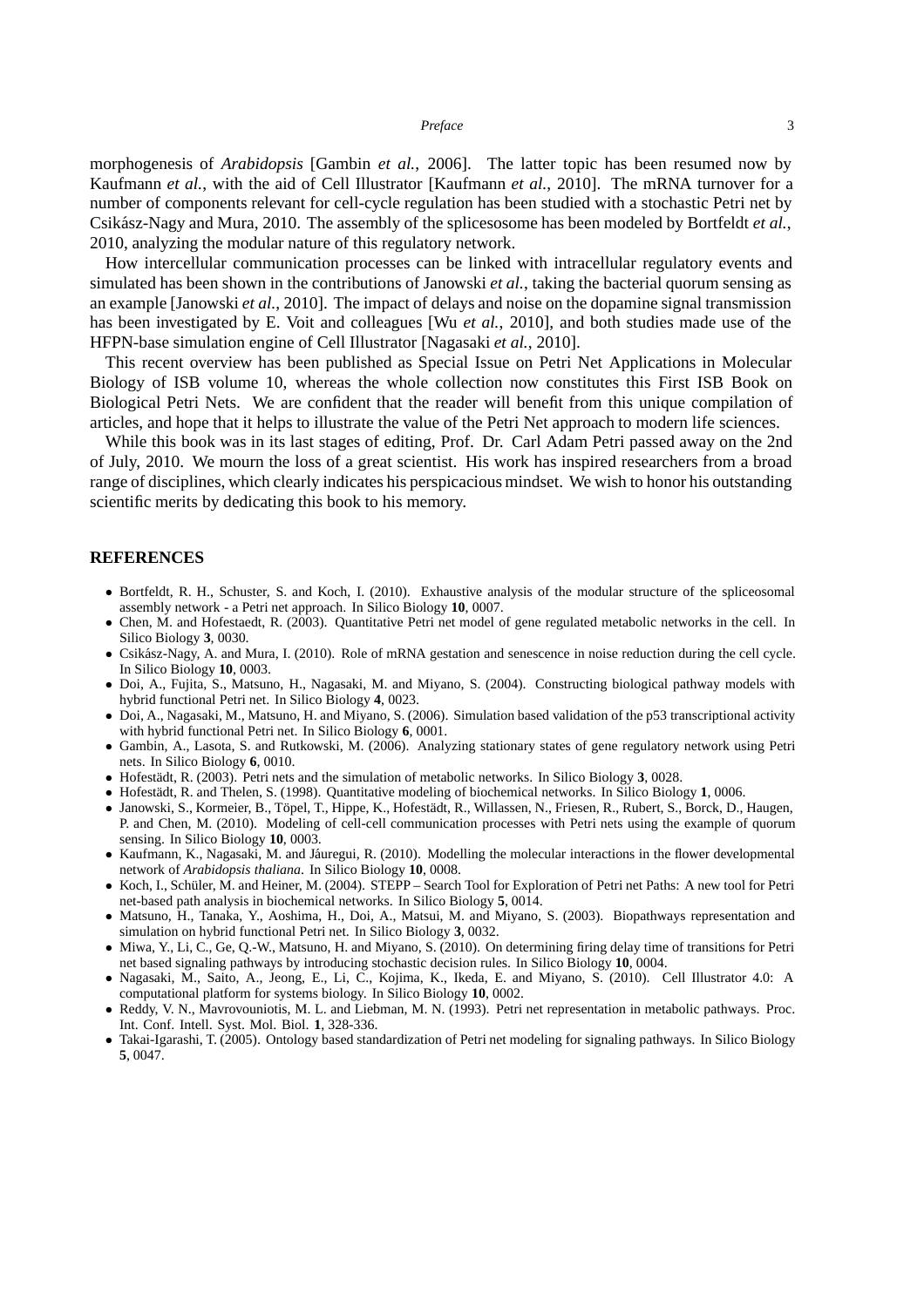morphogenesis of *Arabidopsis* [Gambin *et al.*, 2006]. The latter topic has been resumed now by Kaufmann *et al.*, with the aid of Cell Illustrator [Kaufmann *et al.*, 2010]. The mRNA turnover for a number of components relevant for cell-cycle regulation has been studied with a stochastic Petri net by Csikász-Nagy and Mura, 2010. The assembly of the splicesosome has been modeled by Bortfeldt *et al.*, 2010, analyzing the modular nature of this regulatory network.

How intercellular communication processes can be linked with intracellular regulatory events and simulated has been shown in the contributions of Janowski *et al.*, taking the bacterial quorum sensing as an example [Janowski *et al.*, 2010]. The impact of delays and noise on the dopamine signal transmission has been investigated by E. Voit and colleagues [Wu *et al.*, 2010], and both studies made use of the HFPN-base simulation engine of Cell Illustrator [Nagasaki *et al.*, 2010].

This recent overview has been published as Special Issue on Petri Net Applications in Molecular Biology of ISB volume 10, whereas the whole collection now constitutes this First ISB Book on Biological Petri Nets. We are confident that the reader will benefit from this unique compilation of articles, and hope that it helps to illustrate the value of the Petri Net approach to modern life sciences.

While this book was in its last stages of editing, Prof. Dr. Carl Adam Petri passed away on the 2nd of July, 2010. We mourn the loss of a great scientist. His work has inspired researchers from a broad range of disciplines, which clearly indicates his perspicacious mindset. We wish to honor his outstanding scientific merits by dedicating this book to his memory.

## REFERENCES

- Bortfeldt, R. H., Schuster, S. and Koch, I. (2010). Exhaustive analysis of the modular structure of the spliceosomal assembly network - a Petri net approach. In Silico Biology **10**, 0007.
- Chen, M. and Hofestaedt, R. (2003). Quantitative Petri net model of gene regulated metabolic networks in the cell. In Silico Biology **3**, 0030.
- Csikász-Nagy, A. and Mura, I. (2010). Role of mRNA gestation and senescence in noise reduction during the cell cycle. In Silico Biology **10**, 0003.
- Doi, A., Fujita, S., Matsuno, H., Nagasaki, M. and Miyano, S. (2004). Constructing biological pathway models with hybrid functional Petri net. In Silico Biology **4**, 0023.
- Doi, A., Nagasaki, M., Matsuno, H. and Miyano, S. (2006). Simulation based validation of the p53 transcriptional activity with hybrid functional Petri net. In Silico Biology **6**, 0001.
- Gambin, A., Lasota, S. and Rutkowski, M. (2006). Analyzing stationary states of gene regulatory network using Petri nets. In Silico Biology **6**, 0010.
- Hofestädt, R. (2003). Petri nets and the simulation of metabolic networks. In Silico Biology **3**, 0028.
- Hofestädt, R. and Thelen, S. (1998). Quantitative modeling of biochemical networks. In Silico Biology **1**, 0006.
- Janowski, S., Kormeier, B., Töpel, T., Hippe, K., Hofestädt, R., Willassen, N., Friesen, R., Rubert, S., Borck, D., Haugen, P. and Chen, M. (2010). Modeling of cell-cell communication processes with Petri nets using the example of quorum sensing. In Silico Biology **10**, 0003.
- Kaufmann, K., Nagasaki, M. and Jáuregui, R. (2010). Modelling the molecular interactions in the flower developmental network of *Arabidopsis thaliana*. In Silico Biology **10**, 0008.
- Koch, I., Schüler, M. and Heiner, M. (2004). STEPP – Search Tool for Exploration of Petri net Paths: A new tool for Petri net-based path analysis in biochemical networks. In Silico Biology **5**, 0014.
- Matsuno, H., Tanaka, Y., Aoshima, H., Doi, A., Matsui, M. and Miyano, S. (2003). Biopathways representation and simulation on hybrid functional Petri net. In Silico Biology **3**, 0032.
- Miwa, Y., Li, C., Ge, Q.-W., Matsuno, H. and Miyano, S. (2010). On determining firing delay time of transitions for Petri net based signaling pathways by introducing stochastic decision rules. In Silico Biology **10**, 0004.
- Nagasaki, M., Saito, A., Jeong, E., Li, C., Kojima, K., Ikeda, E. and Miyano, S. (2010). Cell Illustrator 4.0: A computational platform for systems biology. In Silico Biology **10**, 0002.
- Reddy, V. N., Mavrovouniotis, M. L. and Liebman, M. N. (1993). Petri net representation in metabolic pathways. Proc. Int. Conf. Intell. Syst. Mol. Biol. **1**, 328-336.
- Takai-Igarashi, T. (2005). Ontology based standardization of Petri net modeling for signaling pathways. In Silico Biology **5**, 0047.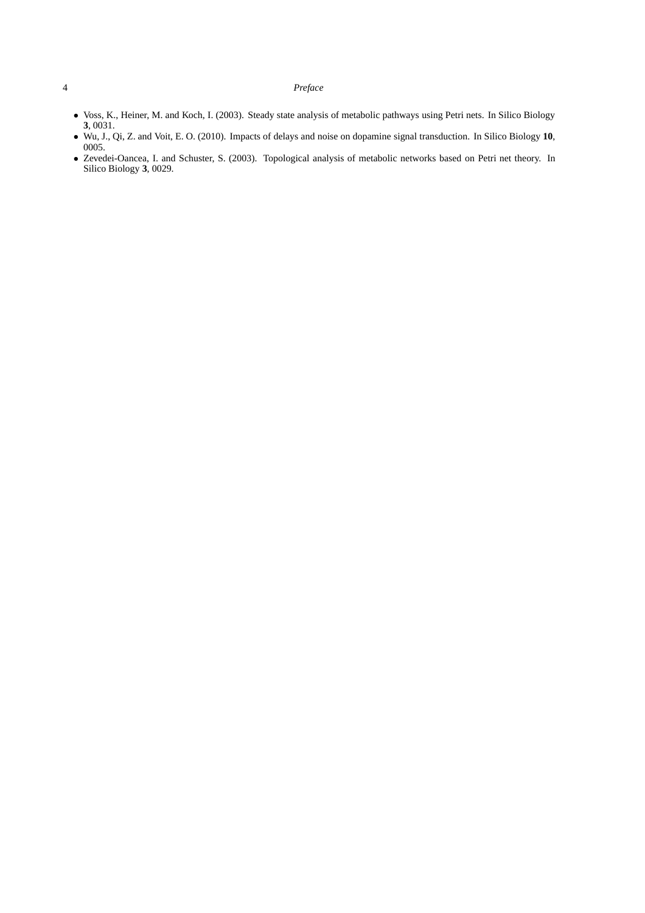- Voss, K., Heiner, M. and Koch, I. (2003). Steady state analysis of metabolic pathways using Petri nets. In Silico Biology **3**, 0031.
- Wu, J., Qi, Z. and Voit, E. O. (2010). Impacts of delays and noise on dopamine signal transduction. In Silico Biology **10**, 0005.
- Zevedei-Oancea, I. and Schuster, S. (2003). Topological analysis of metabolic networks based on Petri net theory. In Silico Biology **3**, 0029.